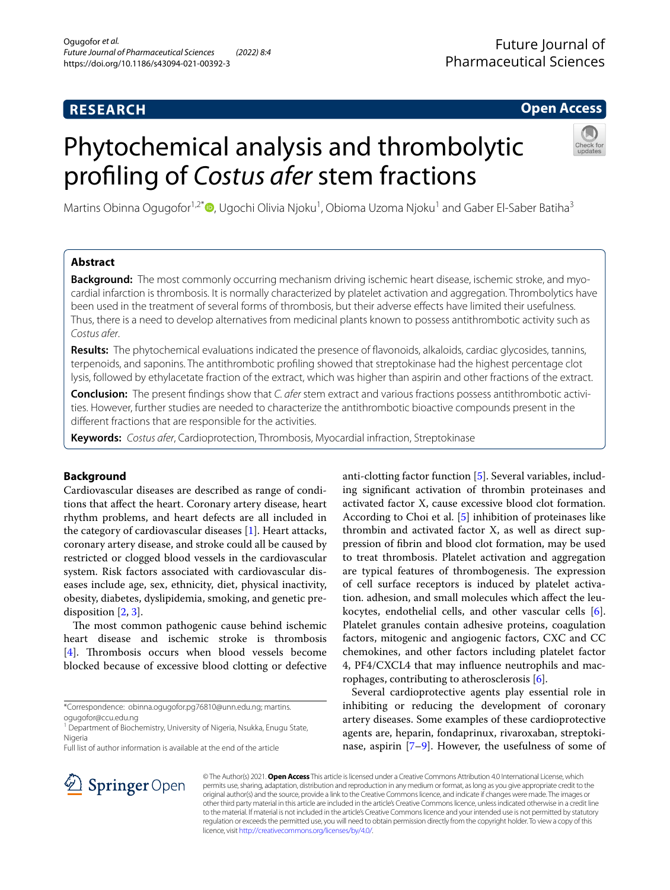RESEARCH

Open Access

# Phytochemical analysis and thrombolytic profiling of *Costus afer* stem fractions

Martins Obinna Ogugofor[1,2*], Ugochi Olivia Njoku[1], Obioma Uzoma Njoku[1] and Gaber El-Saber Batiha[3]

## Abstract

**Background:** The most commonly occurring mechanism driving ischemic heart disease, ischemic stroke, and myocardial infarction is thrombosis. It is normally characterized by platelet activation and aggregation. Thrombolytics have been used in the treatment of several forms of thrombosis, but their adverse effects have limited their usefulness. Thus, there is a need to develop alternatives from medicinal plants known to possess antithrombotic activity such as *Costus afer*.

**Results:** The phytochemical evaluations indicated the presence of flavonoids, alkaloids, cardiac glycosides, tannins, terpenoids, and saponins. The antithrombotic profiling showed that streptokinase had the highest percentage clot lysis, followed by ethylacetate fraction of the extract, which was higher than aspirin and other fractions of the extract.

**Conclusion:** The present findings show that *C. afer* stem extract and various fractions possess antithrombotic activities. However, further studies are needed to characterize the antithrombotic bioactive compounds present in the different fractions that are responsible for the activities.

**Keywords:** *Costus afer*, Cardioprotection, Thrombosis, Myocardial infraction, Streptokinase

## Background

Cardiovascular diseases are described as range of conditions that affect the heart. Coronary artery disease, heart rhythm problems, and heart defects are all included in the category of cardiovascular diseases [1]. Heart attacks, coronary artery disease, and stroke could all be caused by restricted or clogged blood vessels in the cardiovascular system. Risk factors associated with cardiovascular diseases include age, sex, ethnicity, diet, physical inactivity, obesity, diabetes, dyslipidemia, smoking, and genetic predisposition [2, 3].

The most common pathogenic cause behind ischemic heart disease and ischemic stroke is thrombosis [4]. Thrombosis occurs when blood vessels become blocked because of excessive blood clotting or defective anti-clotting factor function [5]. Several variables, including significant activation of thrombin proteinases and activated factor X, cause excessive blood clot formation. According to Choi et al. [5] inhibition of proteinases like thrombin and activated factor X, as well as direct suppression of fibrin and blood clot formation, may be used to treat thrombosis. Platelet activation and aggregation are typical features of thrombogenesis. The expression of cell surface receptors is induced by platelet activation. adhesion, and small molecules which affect the leukocytes, endothelial cells, and other vascular cells [6]. Platelet granules contain adhesive proteins, coagulation factors, mitogenic and angiogenic factors, CXC and CC chemokines, and other factors including platelet factor 4, PF4/CXCL4 that may influence neutrophils and macrophages, contributing to atherosclerosis [6].

Several cardioprotective agents play essential role in inhibiting or reducing the development of coronary artery diseases. Some examples of these cardioprotective agents are, heparin, fondaprinux, rivaroxaban, streptokinase, aspirin [7–9]. However, the usefulness of some of

*Correspondence: obinna.ogugofor.pg76810@unn.edu.ng; martins.ogugofor@ccu.edu.ng
[1] Department of Biochemistry, University of Nigeria, Nsukka, Enugu State, Nigeria
Full list of author information is available at the end of the article

© The Author(s) 2021. **Open Access** This article is licensed under a Creative Commons Attribution 4.0 International License, which permits use, sharing, adaptation, distribution and reproduction in any medium or format, as long as you give appropriate credit to the original author(s) and the source, provide a link to the Creative Commons licence, and indicate if changes were made. The images or other third party material in this article are included in the article's Creative Commons licence, unless indicated otherwise in a credit line to the material. If material is not included in the article's Creative Commons licence and your intended use is not permitted by statutory regulation or exceeds the permitted use, you will need to obtain permission directly from the copyright holder. To view a copy of this licence, visit http://creativecommons.org/licenses/by/4.0/.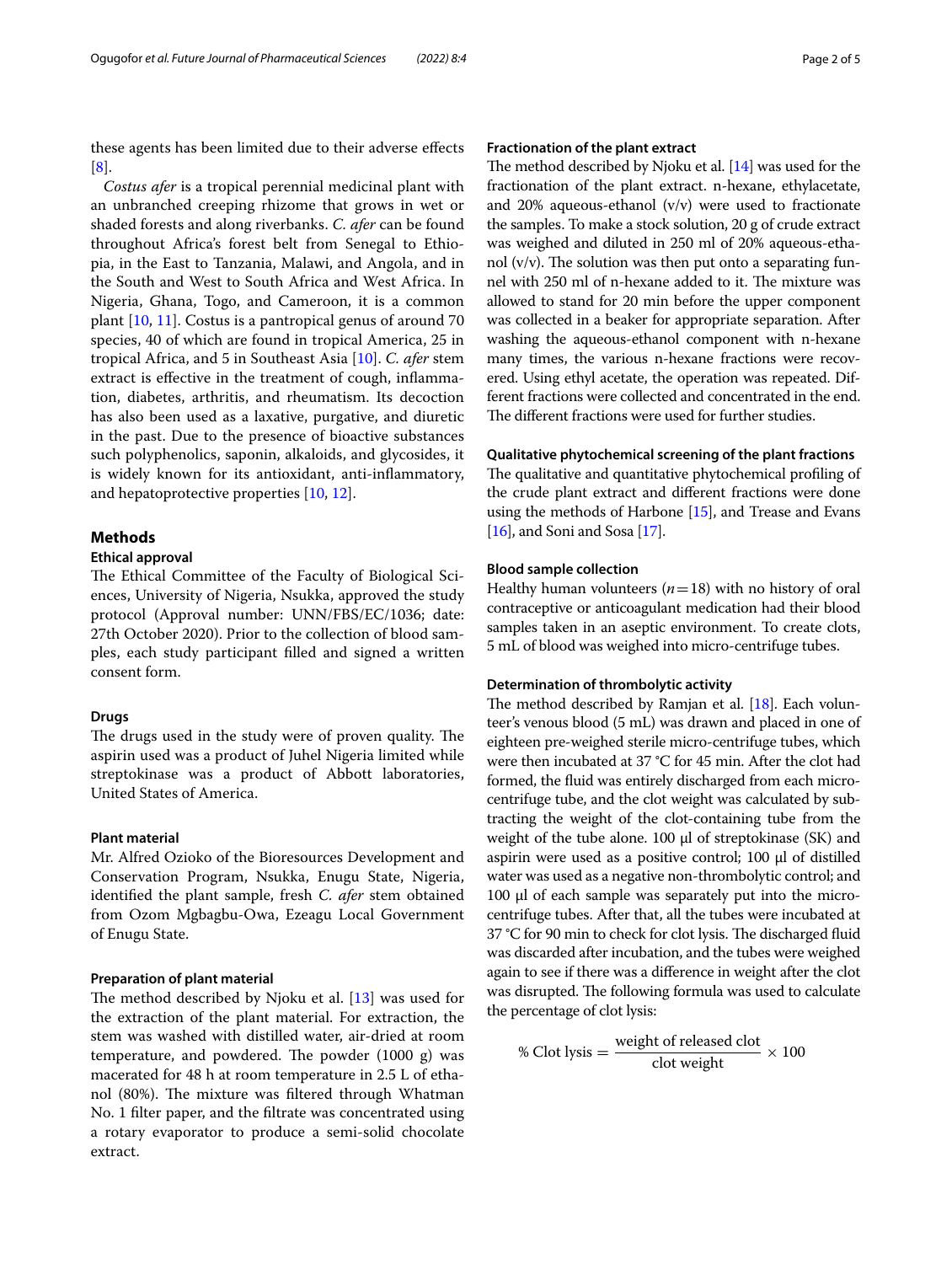these agents has been limited due to their adverse effects [8].

*Costus afer* is a tropical perennial medicinal plant with an unbranched creeping rhizome that grows in wet or shaded forests and along riverbanks. *C. afer* can be found throughout Africa's forest belt from Senegal to Ethiopia, in the East to Tanzania, Malawi, and Angola, and in the South and West to South Africa and West Africa. In Nigeria, Ghana, Togo, and Cameroon, it is a common plant [10, 11]. Costus is a pantropical genus of around 70 species, 40 of which are found in tropical America, 25 in tropical Africa, and 5 in Southeast Asia [10]. *C. afer* stem extract is effective in the treatment of cough, inflammation, diabetes, arthritis, and rheumatism. Its decoction has also been used as a laxative, purgative, and diuretic in the past. Due to the presence of bioactive substances such polyphenolics, saponin, alkaloids, and glycosides, it is widely known for its antioxidant, anti-inflammatory, and hepatoprotective properties [10, 12].

## Methods

### Ethical approval

The Ethical Committee of the Faculty of Biological Sciences, University of Nigeria, Nsukka, approved the study protocol (Approval number: UNN/FBS/EC/1036; date: 27th October 2020). Prior to the collection of blood samples, each study participant filled and signed a written consent form.

### Drugs

The drugs used in the study were of proven quality. The aspirin used was a product of Juhel Nigeria limited while streptokinase was a product of Abbott laboratories, United States of America.

### Plant material

Mr. Alfred Ozioko of the Bioresources Development and Conservation Program, Nsukka, Enugu State, Nigeria, identified the plant sample, fresh *C. afer* stem obtained from Ozom Mgbagbu-Owa, Ezeagu Local Government of Enugu State.

### Preparation of plant material

The method described by Njoku et al. [13] was used for the extraction of the plant material. For extraction, the stem was washed with distilled water, air-dried at room temperature, and powdered. The powder (1000 g) was macerated for 48 h at room temperature in 2.5 L of ethanol (80%). The mixture was filtered through Whatman No. 1 filter paper, and the filtrate was concentrated using a rotary evaporator to produce a semi-solid chocolate extract.

### Fractionation of the plant extract

The method described by Njoku et al. [14] was used for the fractionation of the plant extract. n-hexane, ethylacetate, and 20% aqueous-ethanol (v/v) were used to fractionate the samples. To make a stock solution, 20 g of crude extract was weighed and diluted in 250 ml of 20% aqueous-ethanol (v/v). The solution was then put onto a separating funnel with 250 ml of n-hexane added to it. The mixture was allowed to stand for 20 min before the upper component was collected in a beaker for appropriate separation. After washing the aqueous-ethanol component with n-hexane many times, the various n-hexane fractions were recovered. Using ethyl acetate, the operation was repeated. Different fractions were collected and concentrated in the end. The different fractions were used for further studies.

### Qualitative phytochemical screening of the plant fractions

The qualitative and quantitative phytochemical profiling of the crude plant extract and different fractions were done using the methods of Harbone [15], and Trease and Evans [16], and Soni and Sosa [17].

### Blood sample collection

Healthy human volunteers ($n = 18$) with no history of oral contraceptive or anticoagulant medication had their blood samples taken in an aseptic environment. To create clots, 5 mL of blood was weighed into micro-centrifuge tubes.

### Determination of thrombolytic activity

The method described by Ramjan et al. [18]. Each volunteer's venous blood (5 mL) was drawn and placed in one of eighteen pre-weighed sterile micro-centrifuge tubes, which were then incubated at 37 °C for 45 min. After the clot had formed, the fluid was entirely discharged from each micro-centrifuge tube, and the clot weight was calculated by subtracting the weight of the clot-containing tube from the weight of the tube alone. 100 µl of streptokinase (SK) and aspirin were used as a positive control; 100 µl of distilled water was used as a negative non-thrombolytic control; and 100 µl of each sample was separately put into the micro-centrifuge tubes. After that, all the tubes were incubated at 37 °C for 90 min to check for clot lysis. The discharged fluid was discarded after incubation, and the tubes were weighed again to see if there was a difference in weight after the clot was disrupted. The following formula was used to calculate the percentage of clot lysis:

$$\% \text{ Clot lysis} = \frac{\text{weight of released clot}}{\text{clot weight}} \times 100$$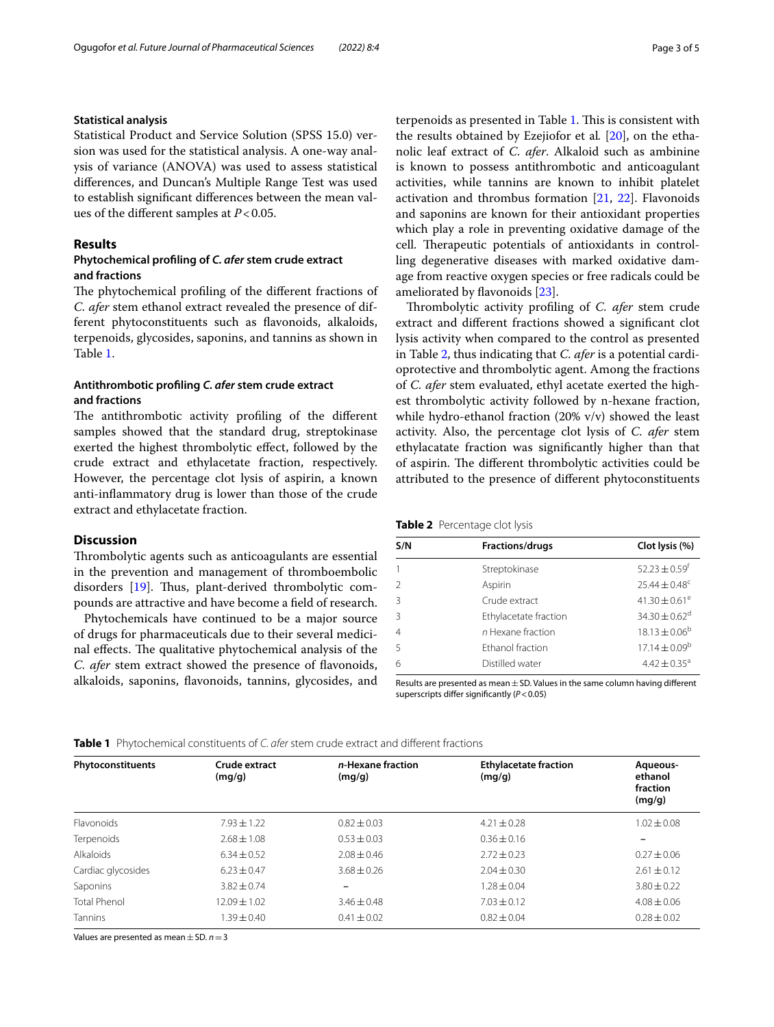### Statistical analysis

Statistical Product and Service Solution (SPSS 15.0) version was used for the statistical analysis. A one-way analysis of variance (ANOVA) was used to assess statistical differences, and Duncan's Multiple Range Test was used to establish significant differences between the mean values of the different samples at $P < 0.05$.

## Results

### Phytochemical profiling of *C. afer* stem crude extract and fractions

The phytochemical profiling of the different fractions of *C. afer* stem ethanol extract revealed the presence of different phytoconstituents such as flavonoids, alkaloids, terpenoids, glycosides, saponins, and tannins as shown in Table 1.

### Antithrombotic profiling *C. afer* stem crude extract and fractions

The antithrombotic activity profiling of the different samples showed that the standard drug, streptokinase exerted the highest thrombolytic effect, followed by the crude extract and ethylacetate fraction, respectively. However, the percentage clot lysis of aspirin, a known anti-inflammatory drug is lower than those of the crude extract and ethylacetate fraction.

## Discussion

Thrombolytic agents such as anticoagulants are essential in the prevention and management of thromboembolic disorders [19]. Thus, plant-derived thrombolytic compounds are attractive and have become a field of research.

Phytochemicals have continued to be a major source of drugs for pharmaceuticals due to their several medicinal effects. The qualitative phytochemical analysis of the *C. afer* stem extract showed the presence of flavonoids, alkaloids, saponins, flavonoids, tannins, glycosides, and terpenoids as presented in Table 1. This is consistent with the results obtained by Ezejiofor et al. [20], on the ethanolic leaf extract of *C. afer*. Alkaloid such as ambinine is known to possess antithrombotic and anticoagulant activities, while tannins are known to inhibit platelet activation and thrombus formation [21, 22]. Flavonoids and saponins are known for their antioxidant properties which play a role in preventing oxidative damage of the cell. Therapeutic potentials of antioxidants in controlling degenerative diseases with marked oxidative damage from reactive oxygen species or free radicals could be ameliorated by flavonoids [23].

Thrombolytic activity profiling of *C. afer* stem crude extract and different fractions showed a significant clot lysis activity when compared to the control as presented in Table 2, thus indicating that *C. afer* is a potential cardioprotective and thrombolytic agent. Among the fractions of *C. afer* stem evaluated, ethyl acetate exerted the highest thrombolytic activity followed by n-hexane fraction, while hydro-ethanol fraction (20% v/v) showed the least activity. Also, the percentage clot lysis of *C. afer* stem ethylacatate fraction was significantly higher than that of aspirin. The different thrombolytic activities could be attributed to the presence of different phytoconstituents

**Table 2** Percentage clot lysis

| S/N | Fractions/drugs | Clot lysis (%) |
|---|---|---|
| 1 | Streptokinase | $52.23 \pm 0.59^{f}$ |
| 2 | Aspirin | $25.44 \pm 0.48^{c}$ |
| 3 | Crude extract | $41.30 \pm 0.61^{e}$ |
| 3 | Ethylacetate fraction | $34.30 \pm 0.62^{d}$ |
| 4 | *n* Hexane fraction | $18.13 \pm 0.06^{b}$ |
| 5 | Ethanol fraction | $17.14 \pm 0.09^{b}$ |
| 6 | Distilled water | $4.42 \pm 0.35^{a}$ |

Results are presented as mean ± SD. Values in the same column having different superscripts differ significantly ($P < 0.05$)

**Table 1** Phytochemical constituents of *C. afer* stem crude extract and different fractions

| Phytoconstituents | Crude extract (mg/g) | *n*-Hexane fraction (mg/g) | Ethylacetate fraction (mg/g) | Aqueous-ethanol fraction (mg/g) |
|---|---|---|---|---|
| Flavonoids | 7.93 ± 1.22 | 0.82 ± 0.03 | 4.21 ± 0.28 | 1.02 ± 0.08 |
| Terpenoids | 2.68 ± 1.08 | 0.53 ± 0.03 | 0.36 ± 0.16 | – |
| Alkaloids | 6.34 ± 0.52 | 2.08 ± 0.46 | 2.72 ± 0.23 | 0.27 ± 0.06 |
| Cardiac glycosides | 6.23 ± 0.47 | 3.68 ± 0.26 | 2.04 ± 0.30 | 2.61 ± 0.12 |
| Saponins | 3.82 ± 0.74 | – | 1.28 ± 0.04 | 3.80 ± 0.22 |
| Total Phenol | 12.09 ± 1.02 | 3.46 ± 0.48 | 7.03 ± 0.12 | 4.08 ± 0.06 |
| Tannins | 1.39 ± 0.40 | 0.41 ± 0.02 | 0.82 ± 0.04 | 0.28 ± 0.02 |

Values are presented as mean ± SD. $n = 3$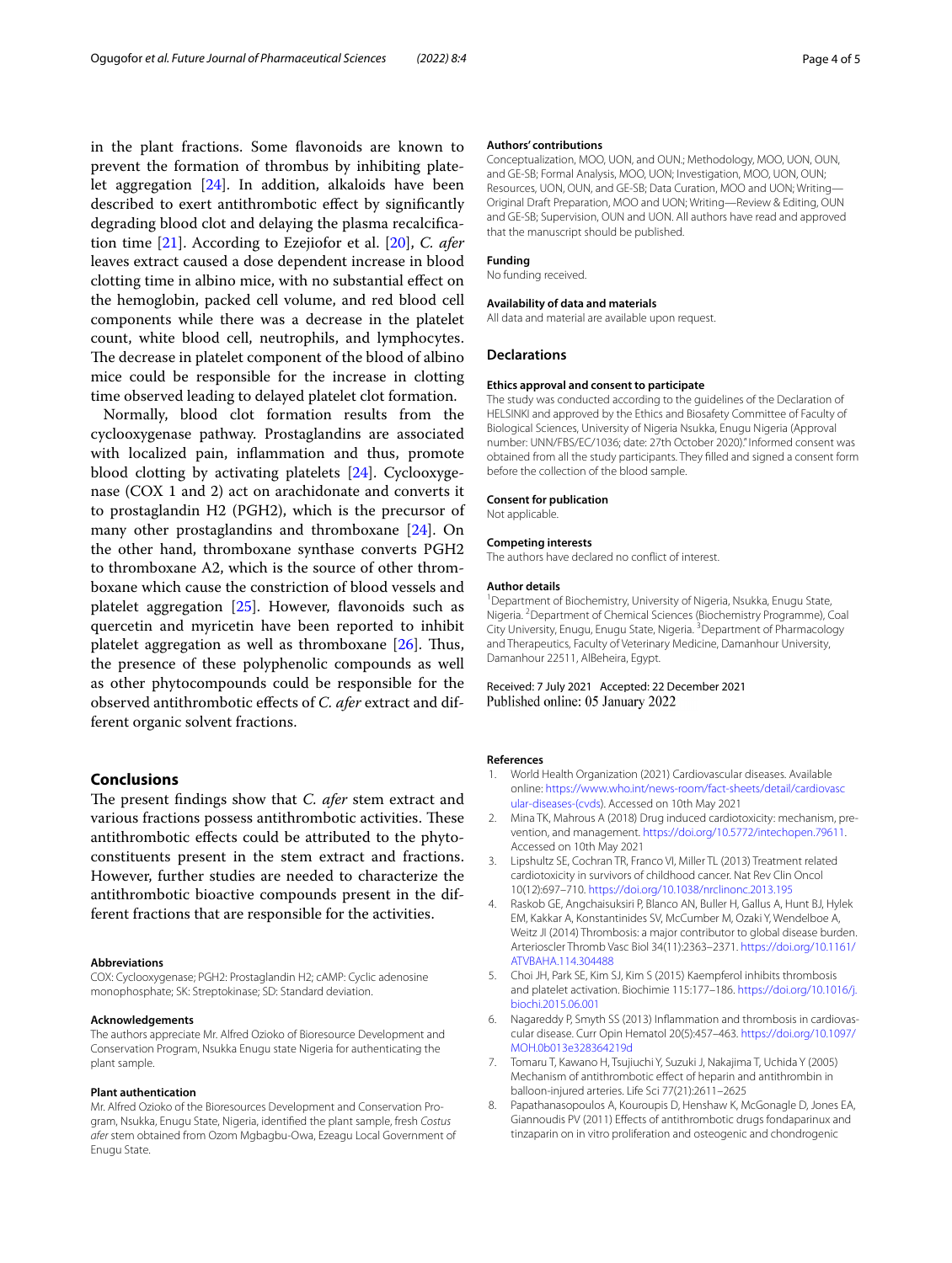in the plant fractions. Some flavonoids are known to prevent the formation of thrombus by inhibiting platelet aggregation [24]. In addition, alkaloids have been described to exert antithrombotic effect by significantly degrading blood clot and delaying the plasma recalcification time [21]. According to Ezejiofor et al. [20], *C. afer* leaves extract caused a dose dependent increase in blood clotting time in albino mice, with no substantial effect on the hemoglobin, packed cell volume, and red blood cell components while there was a decrease in the platelet count, white blood cell, neutrophils, and lymphocytes. The decrease in platelet component of the blood of albino mice could be responsible for the increase in clotting time observed leading to delayed platelet clot formation.

Normally, blood clot formation results from the cyclooxygenase pathway. Prostaglandins are associated with localized pain, inflammation and thus, promote blood clotting by activating platelets [24]. Cyclooxygenase (COX 1 and 2) act on arachidonate and converts it to prostaglandin H2 (PGH2), which is the precursor of many other prostaglandins and thromboxane [24]. On the other hand, thromboxane synthase converts PGH2 to thromboxane A2, which is the source of other thromboxane which cause the constriction of blood vessels and platelet aggregation [25]. However, flavonoids such as quercetin and myricetin have been reported to inhibit platelet aggregation as well as thromboxane [26]. Thus, the presence of these polyphenolic compounds as well as other phytocompounds could be responsible for the observed antithrombotic effects of *C. afer* extract and different organic solvent fractions.

## Conclusions

The present findings show that *C. afer* stem extract and various fractions possess antithrombotic activities. These antithrombotic effects could be attributed to the phytoconstituents present in the stem extract and fractions. However, further studies are needed to characterize the antithrombotic bioactive compounds present in the different fractions that are responsible for the activities.

#### Abbreviations

COX: Cyclooxygenase; PGH2: Prostaglandin H2; cAMP: Cyclic adenosine monophosphate; SK: Streptokinase; SD: Standard deviation.

#### Acknowledgements

The authors appreciate Mr. Alfred Ozioko of Bioresource Development and Conservation Program, Nsukka Enugu state Nigeria for authenticating the plant sample.

#### Plant authentication

Mr. Alfred Ozioko of the Bioresources Development and Conservation Program, Nsukka, Enugu State, Nigeria, identified the plant sample, fresh *Costus afer* stem obtained from Ozom Mgbagbu-Owa, Ezeagu Local Government of Enugu State.

#### Authors' contributions

Conceptualization, MOO, UON, and OUN.; Methodology, MOO, UON, OUN, and GE-SB; Formal Analysis, MOO, UON; Investigation, MOO, UON, OUN; Resources, UON, OUN, and GE-SB; Data Curation, MOO and UON; Writing—Original Draft Preparation, MOO and UON; Writing—Review & Editing, OUN and GE-SB; Supervision, OUN and UON. All authors have read and approved that the manuscript should be published.

#### Funding

No funding received.

#### Availability of data and materials

All data and material are available upon request.

## Declarations

#### Ethics approval and consent to participate

The study was conducted according to the guidelines of the Declaration of HELSINKI and approved by the Ethics and Biosafety Committee of Faculty of Biological Sciences, University of Nigeria Nsukka, Enugu Nigeria (Approval number: UNN/FBS/EC/1036; date: 27th October 2020)." Informed consent was obtained from all the study participants. They filled and signed a consent form before the collection of the blood sample.

#### Consent for publication

Not applicable.

#### Competing interests

The authors have declared no conflict of interest.

#### Author details

[1]Department of Biochemistry, University of Nigeria, Nsukka, Enugu State, Nigeria. [2]Department of Chemical Sciences (Biochemistry Programme), Coal City University, Enugu, Enugu State, Nigeria. [3]Department of Pharmacology and Therapeutics, Faculty of Veterinary Medicine, Damanhour University, Damanhour 22511, AlBeheira, Egypt.

Received: 7 July 2021 Accepted: 22 December 2021
Published online: 05 January 2022

#### References

1. World Health Organization (2021) Cardiovascular diseases. Available online: https://www.who.int/news-room/fact-sheets/detail/cardiovascular-diseases-(cvds). Accessed on 10th May 2021
2. Mina TK, Mahrous A (2018) Drug induced cardiotoxicity: mechanism, prevention, and management. https://doi.org/10.5772/intechopen.79611. Accessed on 10th May 2021
3. Lipshultz SE, Cochran TR, Franco VI, Miller TL (2013) Treatment related cardiotoxicity in survivors of childhood cancer. Nat Rev Clin Oncol 10(12):697–710. https://doi.org/10.1038/nrclinonc.2013.195
4. Raskob GE, Angchaisuksiri P, Blanco AN, Buller H, Gallus A, Hunt BJ, Hylek EM, Kakkar A, Konstantinides SV, McCumber M, Ozaki Y, Wendelboe A, Weitz JI (2014) Thrombosis: a major contributor to global disease burden. Arterioscler Thromb Vasc Biol 34(11):2363–2371. https://doi.org/10.1161/ATVBAHA.114.304488
5. Choi JH, Park SE, Kim SJ, Kim S (2015) Kaempferol inhibits thrombosis and platelet activation. Biochimie 115:177–186. https://doi.org/10.1016/j.biochi.2015.06.001
6. Nagareddy P, Smyth SS (2013) Inflammation and thrombosis in cardiovascular disease. Curr Opin Hematol 20(5):457–463. https://doi.org/10.1097/MOH.0b013e328364219d
7. Tomaru T, Kawano H, Tsujiuchi Y, Suzuki J, Nakajima T, Uchida Y (2005) Mechanism of antithrombotic effect of heparin and antithrombin in balloon-injured arteries. Life Sci 77(21):2611–2625
8. Papathanasopoulos A, Kouroupis D, Henshaw K, McGonagle D, Jones EA, Giannoudis PV (2011) Effects of antithrombotic drugs fondaparinux and tinzaparin on in vitro proliferation and osteogenic and chondrogenic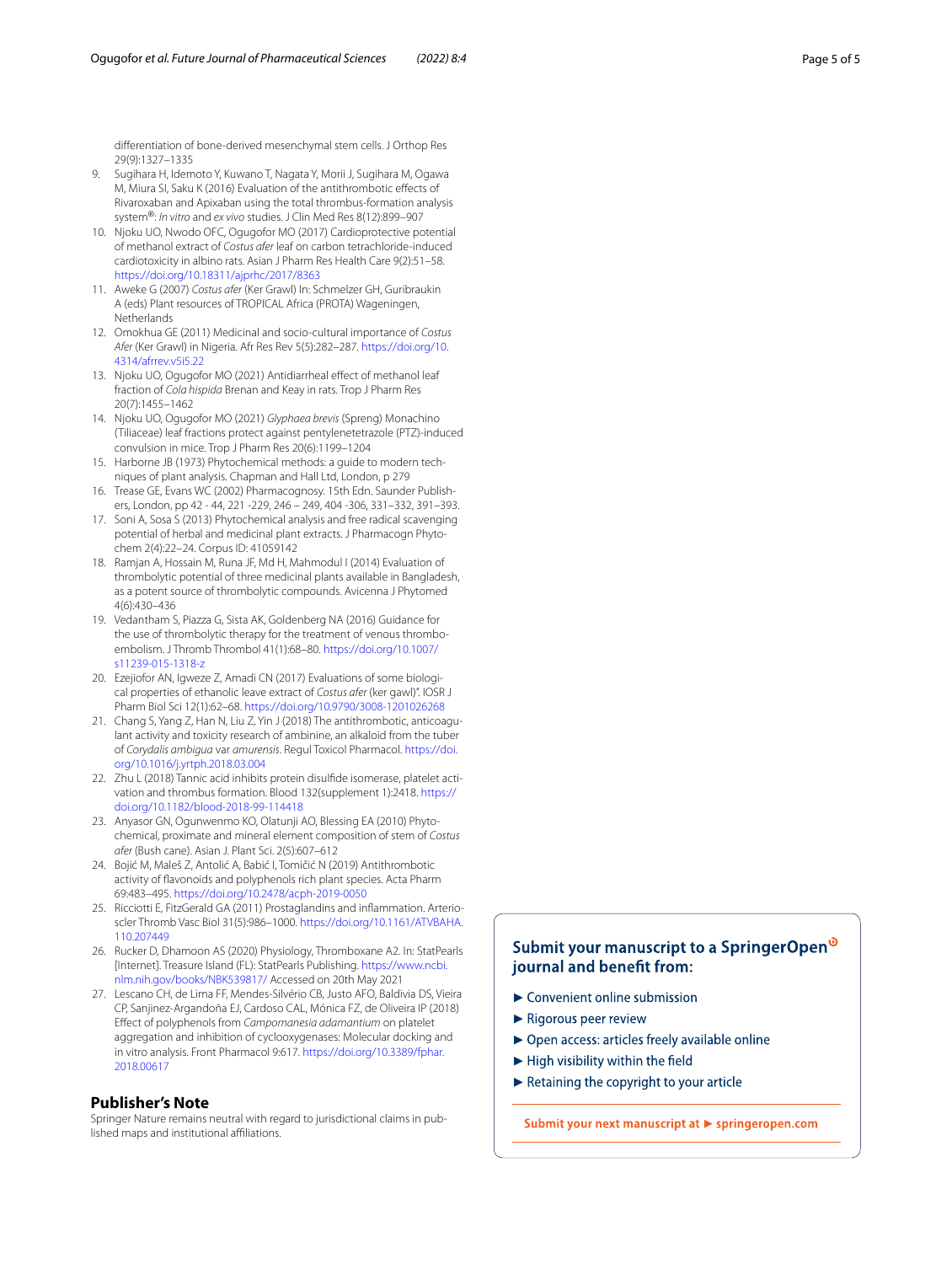differentiation of bone-derived mesenchymal stem cells. J Orthop Res 29(9):1327–1335

9. Sugihara H, Idemoto Y, Kuwano T, Nagata Y, Morii J, Sugihara M, Ogawa M, Miura SI, Saku K (2016) Evaluation of the antithrombotic effects of Rivaroxaban and Apixaban using the total thrombus-formation analysis system®: *In vitro* and *ex vivo* studies. J Clin Med Res 8(12):899–907
10. Njoku UO, Nwodo OFC, Ogugofor MO (2017) Cardioprotective potential of methanol extract of *Costus afer* leaf on carbon tetrachloride-induced cardiotoxicity in albino rats. Asian J Pharm Res Health Care 9(2):51–58. https://doi.org/10.18311/ajprhc/2017/8363
11. Aweke G (2007) *Costus afer* (Ker Grawl) In: Schmelzer GH, Guribraukin A (eds) Plant resources of TROPICAL Africa (PROTA) Wageningen, Netherlands
12. Omokhua GE (2011) Medicinal and socio-cultural importance of *Costus Afer* (Ker Grawl) in Nigeria. Afr Res Rev 5(5):282–287. https://doi.org/10.4314/afrrev.v5i5.22
13. Njoku UO, Ogugofor MO (2021) Antidiarrheal effect of methanol leaf fraction of *Cola hispida* Brenan and Keay in rats. Trop J Pharm Res 20(7):1455–1462
14. Njoku UO, Ogugofor MO (2021) *Glyphaea brevis* (Spreng) Monachino (Tiliaceae) leaf fractions protect against pentylenetetrazole (PTZ)-induced convulsion in mice. Trop J Pharm Res 20(6):1199–1204
15. Harborne JB (1973) Phytochemical methods: a guide to modern techniques of plant analysis. Chapman and Hall Ltd, London, p 279
16. Trease GE, Evans WC (2002) Pharmacognosy. 15th Edn. Saunder Publishers, London, pp 42 - 44, 221 -229, 246 – 249, 404 -306, 331–332, 391–393.
17. Soni A, Sosa S (2013) Phytochemical analysis and free radical scavenging potential of herbal and medicinal plant extracts. J Pharmacogn Phytochem 2(4):22–24. Corpus ID: 41059142
18. Ramjan A, Hossain M, Runa JF, Md H, Mahmodul I (2014) Evaluation of thrombolytic potential of three medicinal plants available in Bangladesh, as a potent source of thrombolytic compounds. Avicenna J Phytomed 4(6):430–436
19. Vedantham S, Piazza G, Sista AK, Goldenberg NA (2016) Guidance for the use of thrombolytic therapy for the treatment of venous thromboembolism. J Thromb Thrombol 41(1):68–80. https://doi.org/10.1007/s11239-015-1318-z
20. Ezejiofor AN, Igweze Z, Amadi CN (2017) Evaluations of some biological properties of ethanolic leave extract of *Costus afer* (ker gawl)". IOSR J Pharm Biol Sci 12(1):62–68. https://doi.org/10.9790/3008-1201026268
21. Chang S, Yang Z, Han N, Liu Z, Yin J (2018) The antithrombotic, anticoagulant activity and toxicity research of ambinine, an alkaloid from the tuber of *Corydalis ambigua* var *amurensis*. Regul Toxicol Pharmacol. https://doi.org/10.1016/j.yrtph.2018.03.004
22. Zhu L (2018) Tannic acid inhibits protein disulfide isomerase, platelet activation and thrombus formation. Blood 132(supplement 1):2418. https://doi.org/10.1182/blood-2018-99-114418
23. Anyasor GN, Ogunwenmo KO, Olatunji AO, Blessing EA (2010) Phytochemical, proximate and mineral element composition of stem of *Costus afer* (Bush cane). Asian J. Plant Sci. 2(5):607–612
24. Bojić M, Maleš Z, Antolić A, Babić I, Tomičić N (2019) Antithrombotic activity of flavonoids and polyphenols rich plant species. Acta Pharm 69:483–495. https://doi.org/10.2478/acph-2019-0050
25. Ricciotti E, FitzGerald GA (2011) Prostaglandins and inflammation. Arterioscler Thromb Vasc Biol 31(5):986–1000. https://doi.org/10.1161/ATVBAHA.110.207449
26. Rucker D, Dhamoon AS (2020) Physiology, Thromboxane A2. In: StatPearls [Internet]. Treasure Island (FL): StatPearls Publishing. https://www.ncbi.nlm.nih.gov/books/NBK539817/ Accessed on 20th May 2021
27. Lescano CH, de Lima FF, Mendes-Silvério CB, Justo AFO, Baldivia DS, Vieira CP, Sanjinez-Argandoña EJ, Cardoso CAL, Mónica FZ, de Oliveira IP (2018) Effect of polyphenols from *Campomanesia adamantium* on platelet aggregation and inhibition of cyclooxygenases: Molecular docking and in vitro analysis. Front Pharmacol 9:617. https://doi.org/10.3389/fphar.2018.00617

## Publisher's Note

Springer Nature remains neutral with regard to jurisdictional claims in published maps and institutional affiliations.

**Submit your manuscript to a SpringerOpen journal and benefit from:**

- ► Convenient online submission
- ► Rigorous peer review
- ► Open access: articles freely available online
- ► High visibility within the field
- ► Retaining the copyright to your article

**Submit your next manuscript at ► springeropen.com**